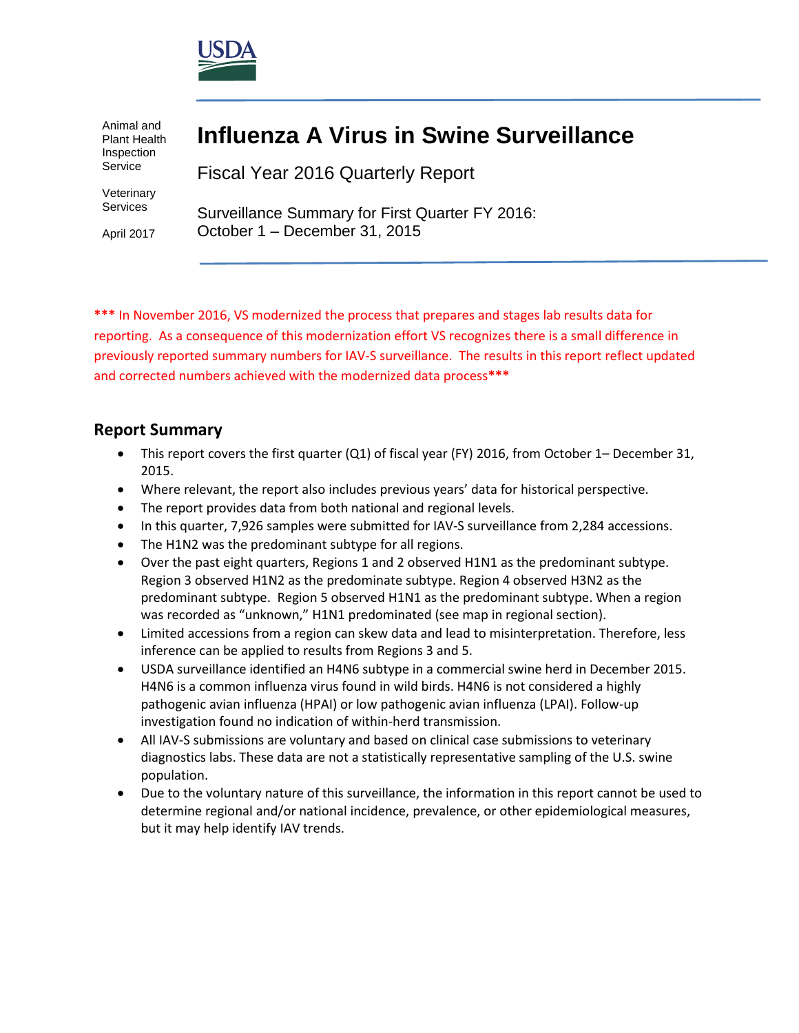USDA

Animal and Plant Health Inspection Service

Veterinary Services

April 2017

# Influenza A Virus in Swine Surveillance

## Fiscal Year 2016 Quarterly Report

Surveillance Summary for First Quarter FY 2016:
October 1 – December 31, 2015

**\*\*\*** In November 2016, VS modernized the process that prepares and stages lab results data for reporting. As a consequence of this modernization effort VS recognizes there is a small difference in previously reported summary numbers for IAV-S surveillance. The results in this report reflect updated and corrected numbers achieved with the modernized data process**\*\*\***

## Report Summary

- This report covers the first quarter (Q1) of fiscal year (FY) 2016, from October 1– December 31, 2015.
- Where relevant, the report also includes previous years' data for historical perspective.
- The report provides data from both national and regional levels.
- In this quarter, 7,926 samples were submitted for IAV-S surveillance from 2,284 accessions.
- The H1N2 was the predominant subtype for all regions.
- Over the past eight quarters, Regions 1 and 2 observed H1N1 as the predominant subtype. Region 3 observed H1N2 as the predominate subtype. Region 4 observed H3N2 as the predominant subtype. Region 5 observed H1N1 as the predominant subtype. When a region was recorded as "unknown," H1N1 predominated (see map in regional section).
- Limited accessions from a region can skew data and lead to misinterpretation. Therefore, less inference can be applied to results from Regions 3 and 5.
- USDA surveillance identified an H4N6 subtype in a commercial swine herd in December 2015. H4N6 is a common influenza virus found in wild birds. H4N6 is not considered a highly pathogenic avian influenza (HPAI) or low pathogenic avian influenza (LPAI). Follow-up investigation found no indication of within-herd transmission.
- All IAV-S submissions are voluntary and based on clinical case submissions to veterinary diagnostics labs. These data are not a statistically representative sampling of the U.S. swine population.
- Due to the voluntary nature of this surveillance, the information in this report cannot be used to determine regional and/or national incidence, prevalence, or other epidemiological measures, but it may help identify IAV trends.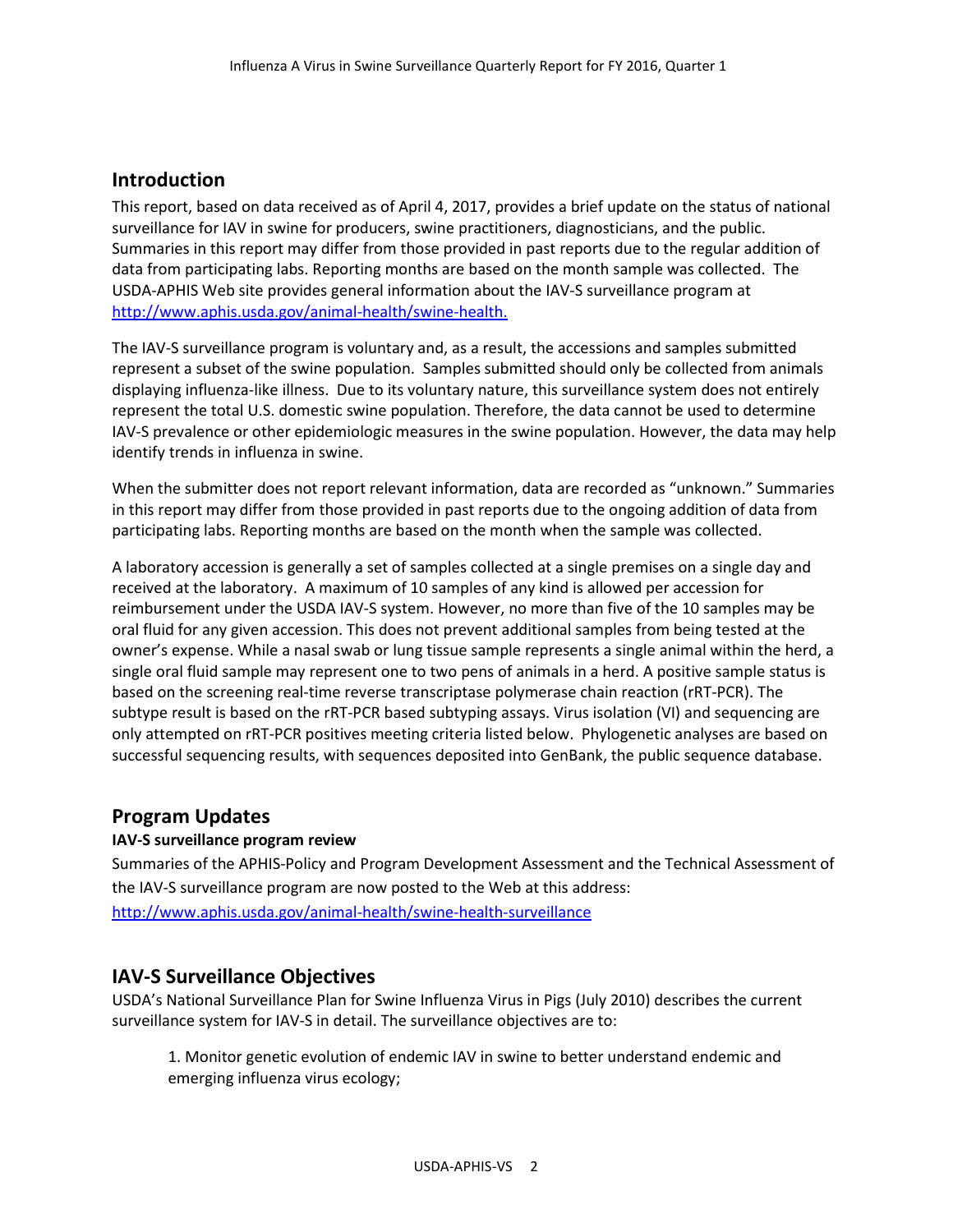## Introduction

This report, based on data received as of April 4, 2017, provides a brief update on the status of national surveillance for IAV in swine for producers, swine practitioners, diagnosticians, and the public. Summaries in this report may differ from those provided in past reports due to the regular addition of data from participating labs. Reporting months are based on the month sample was collected. The USDA-APHIS Web site provides general information about the IAV-S surveillance program at [http://www.aphis.usda.gov/animal-health/swine-health.](http://www.aphis.usda.gov/animal-health/swine-health)

The IAV-S surveillance program is voluntary and, as a result, the accessions and samples submitted represent a subset of the swine population. Samples submitted should only be collected from animals displaying influenza-like illness. Due to its voluntary nature, this surveillance system does not entirely represent the total U.S. domestic swine population. Therefore, the data cannot be used to determine IAV-S prevalence or other epidemiologic measures in the swine population. However, the data may help identify trends in influenza in swine.

When the submitter does not report relevant information, data are recorded as "unknown." Summaries in this report may differ from those provided in past reports due to the ongoing addition of data from participating labs. Reporting months are based on the month when the sample was collected.

A laboratory accession is generally a set of samples collected at a single premises on a single day and received at the laboratory. A maximum of 10 samples of any kind is allowed per accession for reimbursement under the USDA IAV-S system. However, no more than five of the 10 samples may be oral fluid for any given accession. This does not prevent additional samples from being tested at the owner's expense. While a nasal swab or lung tissue sample represents a single animal within the herd, a single oral fluid sample may represent one to two pens of animals in a herd. A positive sample status is based on the screening real-time reverse transcriptase polymerase chain reaction (rRT-PCR). The subtype result is based on the rRT-PCR based subtyping assays. Virus isolation (VI) and sequencing are only attempted on rRT-PCR positives meeting criteria listed below. Phylogenetic analyses are based on successful sequencing results, with sequences deposited into GenBank, the public sequence database.

## Program Updates

**IAV-S surveillance program review**

Summaries of the APHIS-Policy and Program Development Assessment and the Technical Assessment of the IAV-S surveillance program are now posted to the Web at this address: [http://www.aphis.usda.gov/animal-health/swine-health-surveillance](http://www.aphis.usda.gov/animal-health/swine-health-surveillance)

## IAV-S Surveillance Objectives

USDA's National Surveillance Plan for Swine Influenza Virus in Pigs (July 2010) describes the current surveillance system for IAV-S in detail. The surveillance objectives are to:

1. Monitor genetic evolution of endemic IAV in swine to better understand endemic and emerging influenza virus ecology;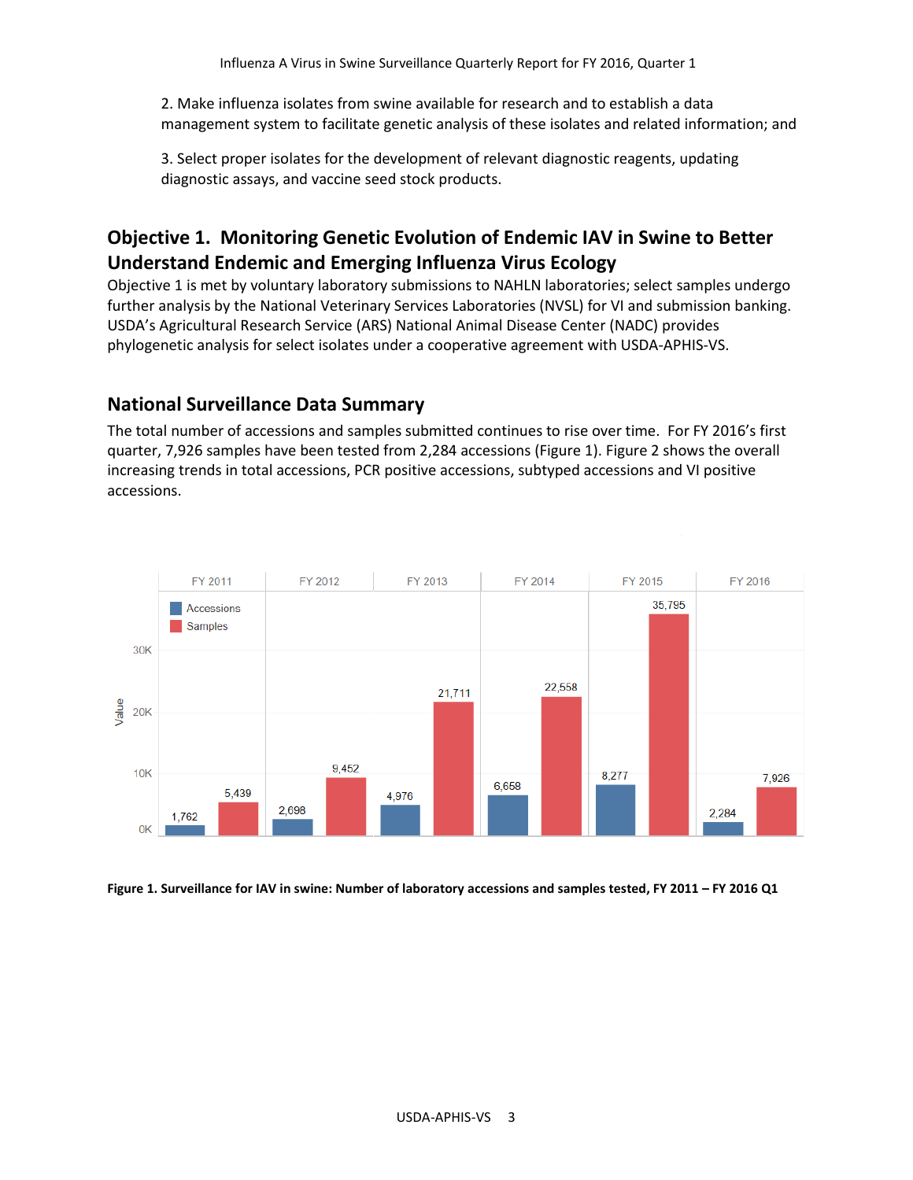2. Make influenza isolates from swine available for research and to establish a data management system to facilitate genetic analysis of these isolates and related information; and

3. Select proper isolates for the development of relevant diagnostic reagents, updating diagnostic assays, and vaccine seed stock products.

## Objective 1. Monitoring Genetic Evolution of Endemic IAV in Swine to Better Understand Endemic and Emerging Influenza Virus Ecology

Objective 1 is met by voluntary laboratory submissions to NAHLN laboratories; select samples undergo further analysis by the National Veterinary Services Laboratories (NVSL) for VI and submission banking. USDA's Agricultural Research Service (ARS) National Animal Disease Center (NADC) provides phylogenetic analysis for select isolates under a cooperative agreement with USDA-APHIS-VS.

## National Surveillance Data Summary

The total number of accessions and samples submitted continues to rise over time. For FY 2016's first quarter, 7,926 samples have been tested from 2,284 accessions (Figure 1). Figure 2 shows the overall increasing trends in total accessions, PCR positive accessions, subtyped accessions and VI positive accessions.

| | FY 2011 | FY 2012 | FY 2013 | FY 2014 | FY 2015 | FY 2016 |
|---|---|---|---|---|---|---|
| Accessions | 1,762 | 2,698 | 4,976 | 6,658 | 8,277 | 2,284 |
| Samples | 5,439 | 9,452 | 21,711 | 22,558 | 35,795 | 7,926 |

**Figure 1. Surveillance for IAV in swine: Number of laboratory accessions and samples tested, FY 2011 – FY 2016 Q1**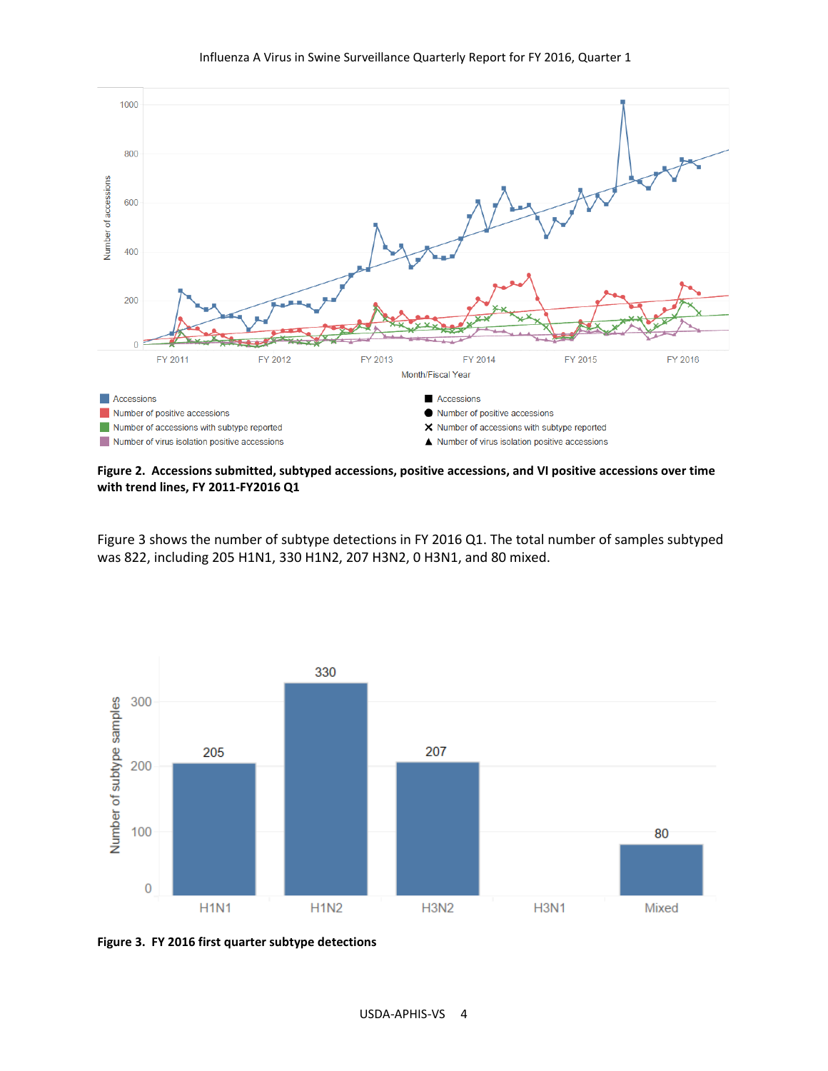**Figure 2. Accessions submitted, subtyped accessions, positive accessions, and VI positive accessions over time with trend lines, FY 2011-FY2016 Q1**

Figure 3 shows the number of subtype detections in FY 2016 Q1. The total number of samples subtyped was 822, including 205 H1N1, 330 H1N2, 207 H3N2, 0 H3N1, and 80 mixed.

**Figure 3. FY 2016 first quarter subtype detections**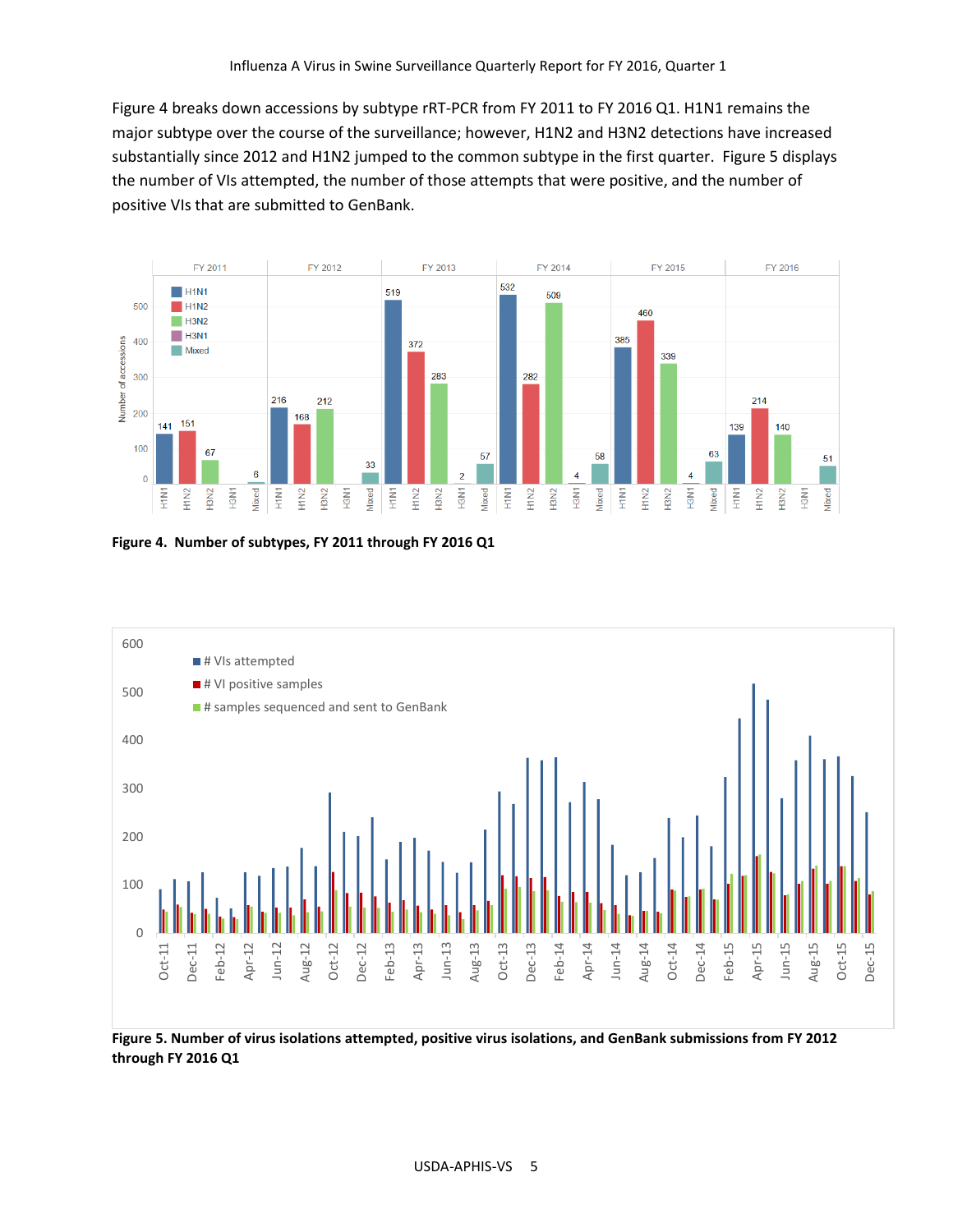Figure 4 breaks down accessions by subtype rRT-PCR from FY 2011 to FY 2016 Q1. H1N1 remains the major subtype over the course of the surveillance; however, H1N2 and H3N2 detections have increased substantially since 2012 and H1N2 jumped to the common subtype in the first quarter. Figure 5 displays the number of VIs attempted, the number of those attempts that were positive, and the number of positive VIs that are submitted to GenBank.

**Figure 4. Number of subtypes, FY 2011 through FY 2016 Q1**

**Figure 5. Number of virus isolations attempted, positive virus isolations, and GenBank submissions from FY 2012 through FY 2016 Q1**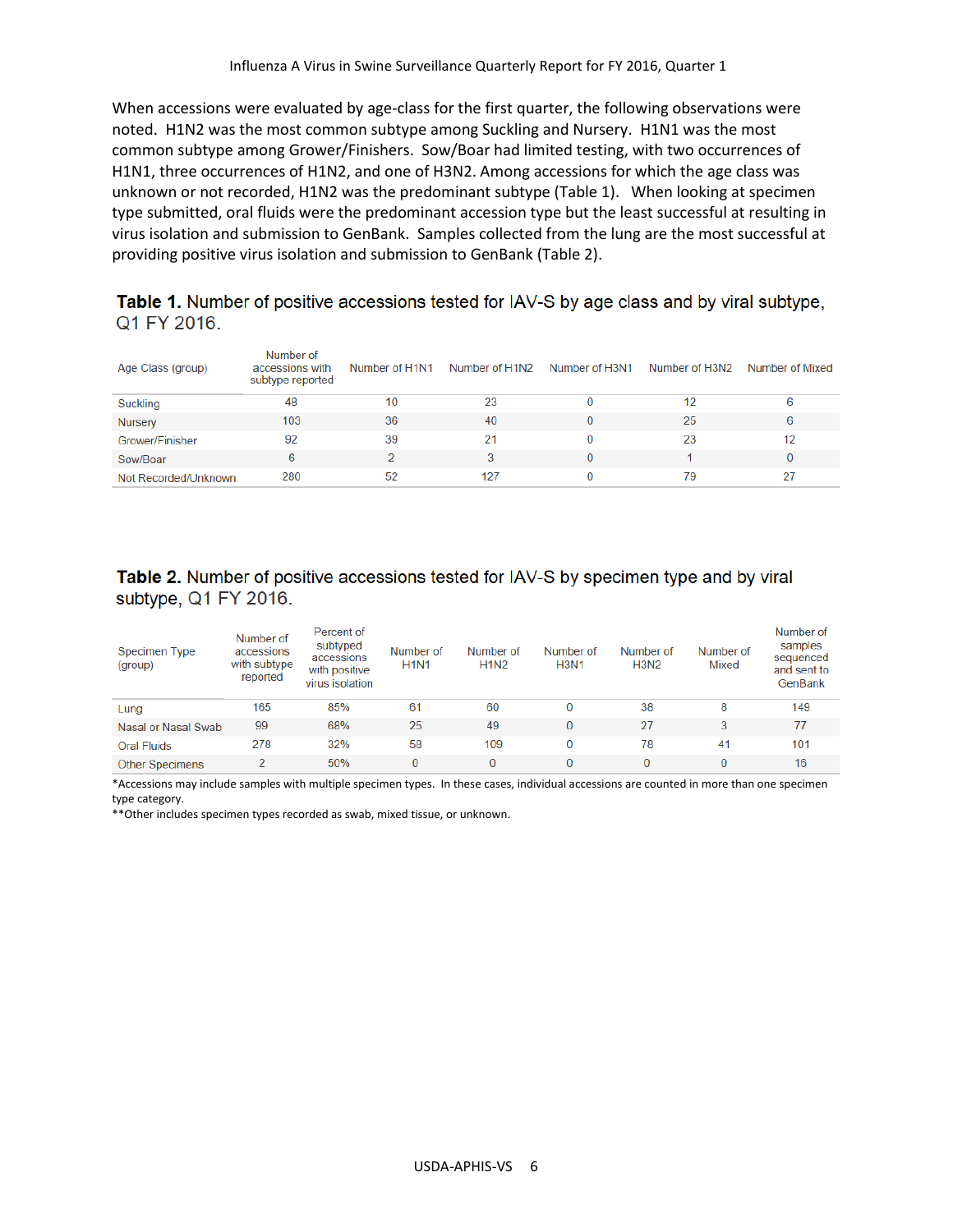When accessions were evaluated by age-class for the first quarter, the following observations were noted. H1N2 was the most common subtype among Suckling and Nursery. H1N1 was the most common subtype among Grower/Finishers. Sow/Boar had limited testing, with two occurrences of H1N1, three occurrences of H1N2, and one of H3N2. Among accessions for which the age class was unknown or not recorded, H1N2 was the predominant subtype (Table 1). When looking at specimen type submitted, oral fluids were the predominant accession type but the least successful at resulting in virus isolation and submission to GenBank. Samples collected from the lung are the most successful at providing positive virus isolation and submission to GenBank (Table 2).

**Table 1.** Number of positive accessions tested for IAV-S by age class and by viral subtype, Q1 FY 2016.

| Age Class (group) | Number of accessions with subtype reported | Number of H1N1 | Number of H1N2 | Number of H3N1 | Number of H3N2 | Number of Mixed |
|---|---|---|---|---|---|---|
| Suckling | 48 | 10 | 23 | 0 | 12 | 6 |
| Nursery | 103 | 36 | 40 | 0 | 25 | 6 |
| Grower/Finisher | 92 | 39 | 21 | 0 | 23 | 12 |
| Sow/Boar | 6 | 2 | 3 | 0 | 1 | 0 |
| Not Recorded/Unknown | 280 | 52 | 127 | 0 | 79 | 27 |

**Table 2.** Number of positive accessions tested for IAV-S by specimen type and by viral subtype, Q1 FY 2016.

| Specimen Type (group) | Number of accessions with subtype reported | Percent of subtyped accessions with positive virus isolation | Number of H1N1 | Number of H1N2 | Number of H3N1 | Number of H3N2 | Number of Mixed | Number of samples sequenced and sent to GenBank |
|---|---|---|---|---|---|---|---|---|
| Lung | 165 | 85% | 61 | 60 | 0 | 38 | 8 | 149 |
| Nasal or Nasal Swab | 99 | 68% | 25 | 49 | 0 | 27 | 3 | 77 |
| Oral Fluids | 278 | 32% | 58 | 109 | 0 | 78 | 41 | 101 |
| Other Specimens | 2 | 50% | 0 | 0 | 0 | 0 | 0 | 16 |

*Accessions may include samples with multiple specimen types. In these cases, individual accessions are counted in more than one specimen type category.

**Other includes specimen types recorded as swab, mixed tissue, or unknown.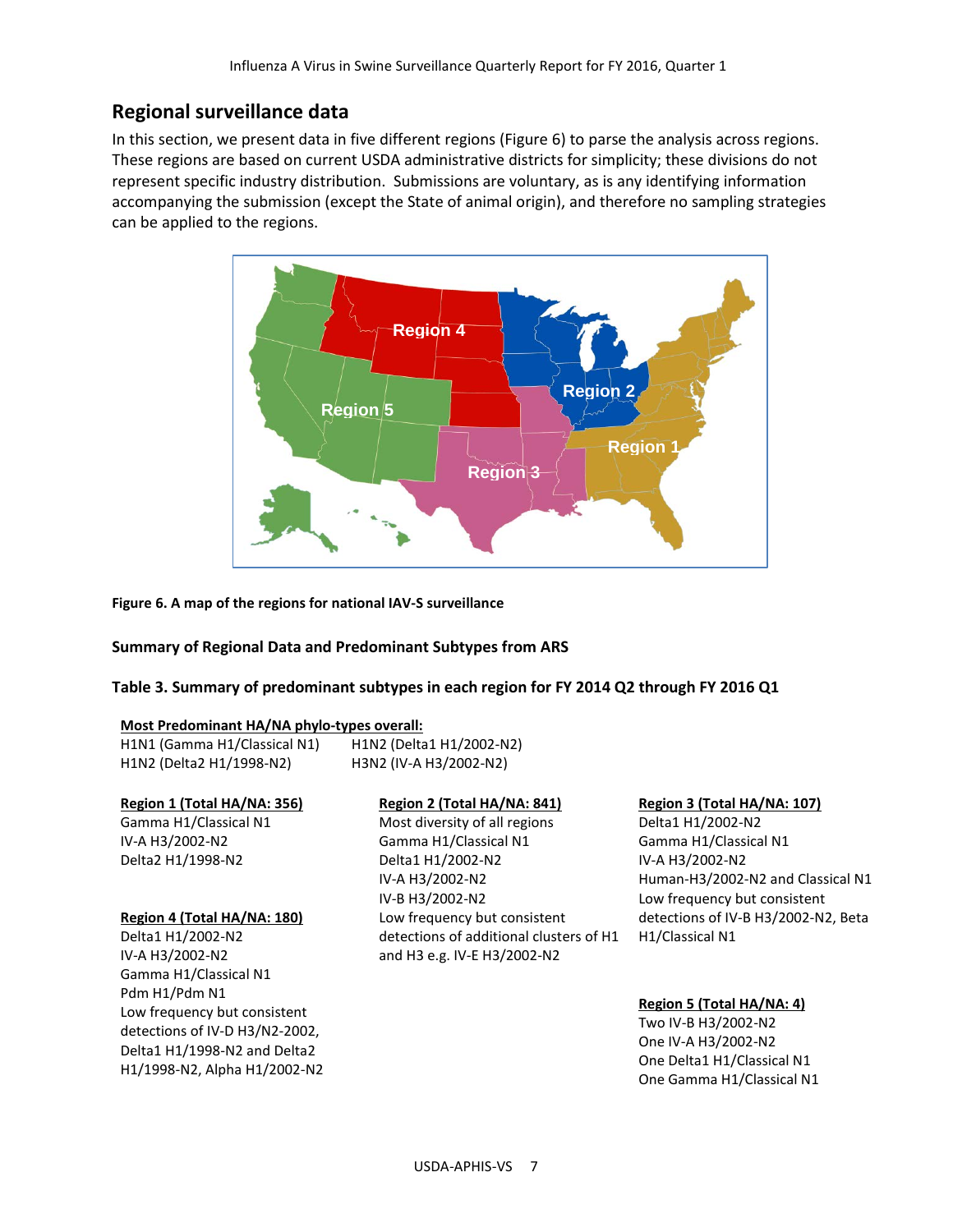## Regional surveillance data

In this section, we present data in five different regions (Figure 6) to parse the analysis across regions. These regions are based on current USDA administrative districts for simplicity; these divisions do not represent specific industry distribution. Submissions are voluntary, as is any identifying information accompanying the submission (except the State of animal origin), and therefore no sampling strategies can be applied to the regions.

**Figure 6. A map of the regions for national IAV-S surveillance**

**Summary of Regional Data and Predominant Subtypes from ARS**

**Table 3. Summary of predominant subtypes in each region for FY 2014 Q2 through FY 2016 Q1**

**Most Predominant HA/NA phylo-types overall:**

H1N1 (Gamma H1/Classical N1)
H1N2 (Delta1 H1/2002-N2)
H1N2 (Delta2 H1/1998-N2)
H3N2 (IV-A H3/2002-N2)

**Region 1 (Total HA/NA: 356)**

Gamma H1/Classical N1
IV-A H3/2002-N2
Delta2 H1/1998-N2

**Region 2 (Total HA/NA: 841)**

Most diversity of all regions
Gamma H1/Classical N1
Delta1 H1/2002-N2
IV-A H3/2002-N2
IV-B H3/2002-N2
Low frequency but consistent detections of additional clusters of H1 and H3 e.g. IV-E H3/2002-N2

**Region 3 (Total HA/NA: 107)**

Delta1 H1/2002-N2
Gamma H1/Classical N1
IV-A H3/2002-N2
Human-H3/2002-N2 and Classical N1
Low frequency but consistent detections of IV-B H3/2002-N2, Beta H1/Classical N1

**Region 4 (Total HA/NA: 180)**

Delta1 H1/2002-N2
IV-A H3/2002-N2
Gamma H1/Classical N1
Pdm H1/Pdm N1
Low frequency but consistent detections of IV-D H3/N2-2002, Delta1 H1/1998-N2 and Delta2 H1/1998-N2, Alpha H1/2002-N2

**Region 5 (Total HA/NA: 4)**

Two IV-B H3/2002-N2
One IV-A H3/2002-N2
One Delta1 H1/Classical N1
One Gamma H1/Classical N1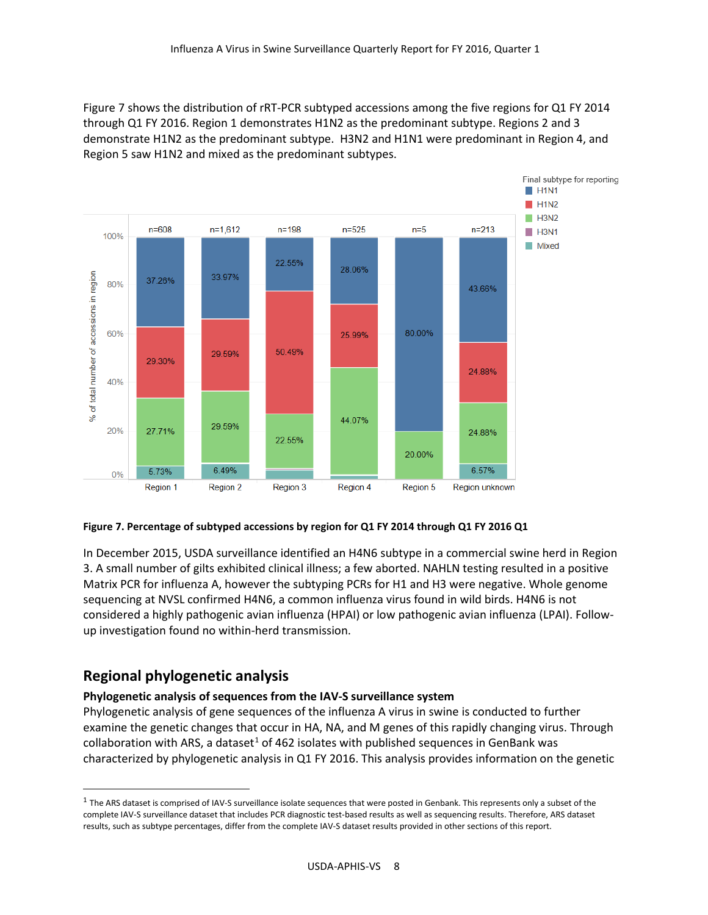Figure 7 shows the distribution of rRT-PCR subtyped accessions among the five regions for Q1 FY 2014 through Q1 FY 2016. Region 1 demonstrates H1N2 as the predominant subtype. Regions 2 and 3 demonstrate H1N2 as the predominant subtype.  H3N2 and H1N1 were predominant in Region 4, and Region 5 saw H1N2 and mixed as the predominant subtypes.

| Final subtype for reporting | Region 1 (n=608) | Region 2 (n=1,612) | Region 3 (n=198) | Region 4 (n=525) | Region 5 (n=5) | Region unknown (n=213) |
|---|---|---|---|---|---|---|
| H1N1 | 37.26% | 33.97% | 22.55% | 28.06% | 80.00% | 43.66% |
| H1N2 | 29.30% | 29.59% | 50.49% | 25.99% | | 24.88% |
| H3N2 | 27.71% | 29.59% | 22.55% | 44.07% | 20.00% | 24.88% |
| Mixed | 5.73% | 6.49% | | | | 6.57% |

**Figure 7. Percentage of subtyped accessions by region for Q1 FY 2014 through Q1 FY 2016 Q1**

In December 2015, USDA surveillance identified an H4N6 subtype in a commercial swine herd in Region 3. A small number of gilts exhibited clinical illness; a few aborted. NAHLN testing resulted in a positive Matrix PCR for influenza A, however the subtyping PCRs for H1 and H3 were negative. Whole genome sequencing at NVSL confirmed H4N6, a common influenza virus found in wild birds. H4N6 is not considered a highly pathogenic avian influenza (HPAI) or low pathogenic avian influenza (LPAI). Follow-up investigation found no within-herd transmission.

## Regional phylogenetic analysis

### Phylogenetic analysis of sequences from the IAV-S surveillance system

Phylogenetic analysis of gene sequences of the influenza A virus in swine is conducted to further examine the genetic changes that occur in HA, NA, and M genes of this rapidly changing virus. Through collaboration with ARS, a dataset[1] of 462 isolates with published sequences in GenBank was characterized by phylogenetic analysis in Q1 FY 2016. This analysis provides information on the genetic

[1] The ARS dataset is comprised of IAV-S surveillance isolate sequences that were posted in Genbank. This represents only a subset of the complete IAV-S surveillance dataset that includes PCR diagnostic test-based results as well as sequencing results. Therefore, ARS dataset results, such as subtype percentages, differ from the complete IAV-S dataset results provided in other sections of this report.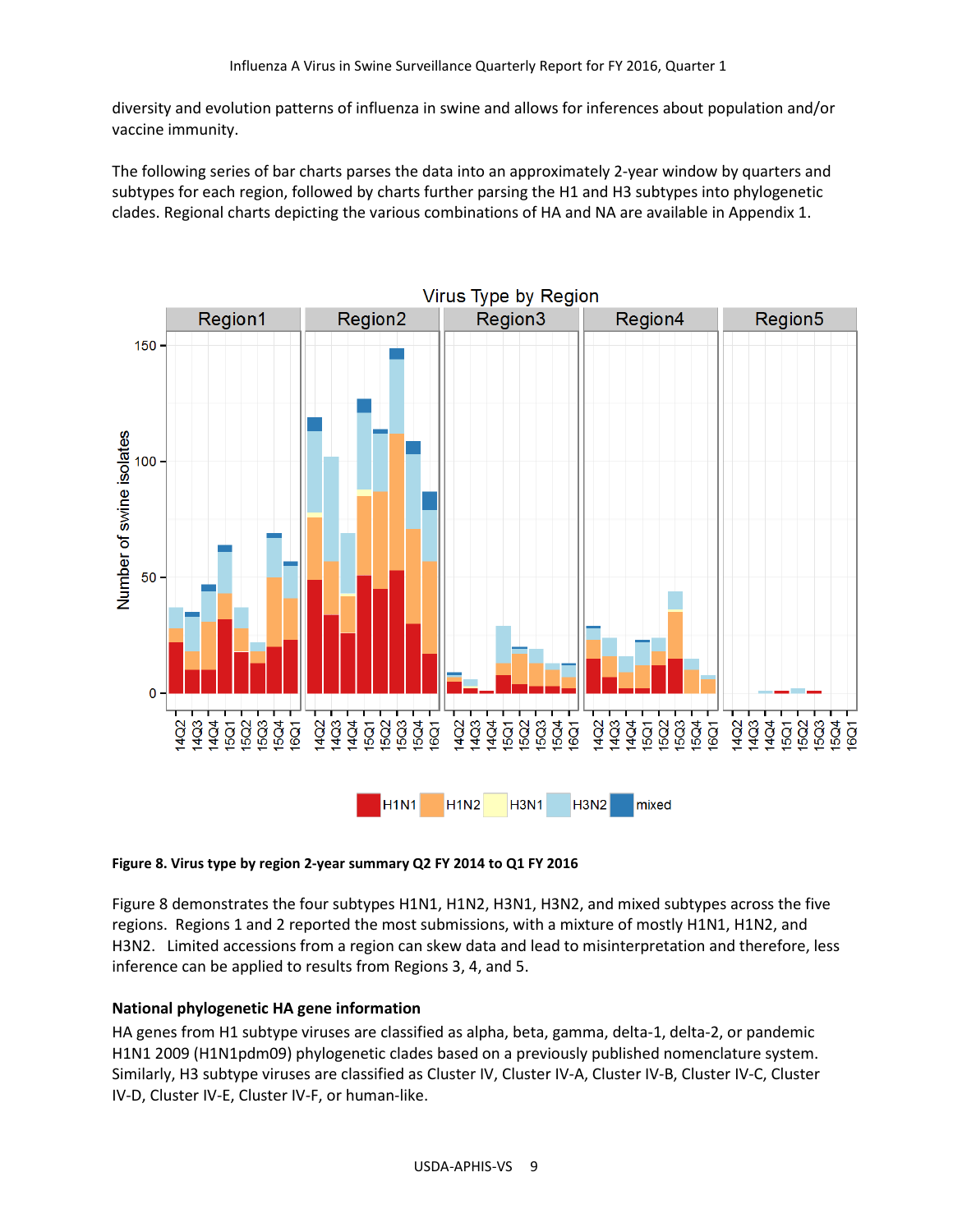diversity and evolution patterns of influenza in swine and allows for inferences about population and/or vaccine immunity.

The following series of bar charts parses the data into an approximately 2-year window by quarters and subtypes for each region, followed by charts further parsing the H1 and H3 subtypes into phylogenetic clades. Regional charts depicting the various combinations of HA and NA are available in Appendix 1.

**Figure 8. Virus type by region 2-year summary Q2 FY 2014 to Q1 FY 2016**

Figure 8 demonstrates the four subtypes H1N1, H1N2, H3N1, H3N2, and mixed subtypes across the five regions. Regions 1 and 2 reported the most submissions, with a mixture of mostly H1N1, H1N2, and H3N2. Limited accessions from a region can skew data and lead to misinterpretation and therefore, less inference can be applied to results from Regions 3, 4, and 5.

### National phylogenetic HA gene information

HA genes from H1 subtype viruses are classified as alpha, beta, gamma, delta-1, delta-2, or pandemic H1N1 2009 (H1N1pdm09) phylogenetic clades based on a previously published nomenclature system. Similarly, H3 subtype viruses are classified as Cluster IV, Cluster IV-A, Cluster IV-B, Cluster IV-C, Cluster IV-D, Cluster IV-E, Cluster IV-F, or human-like.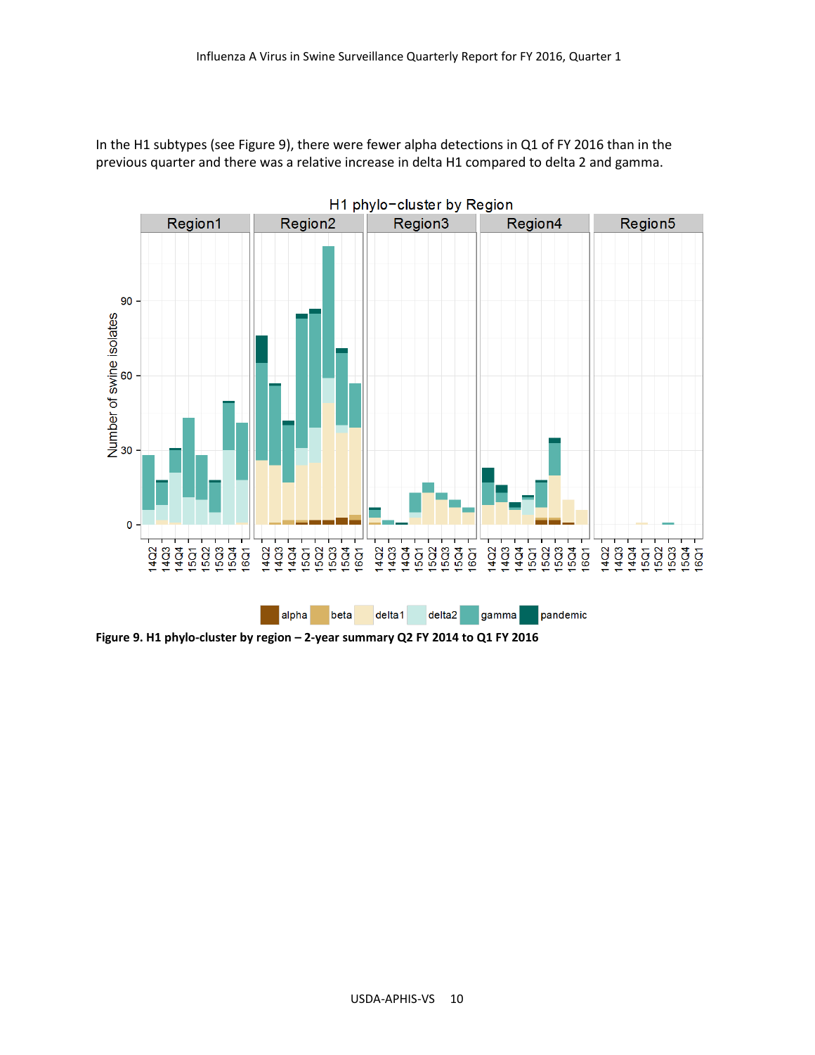In the H1 subtypes (see Figure 9), there were fewer alpha detections in Q1 of FY 2016 than in the previous quarter and there was a relative increase in delta H1 compared to delta 2 and gamma.

**Figure 9. H1 phylo-cluster by region – 2-year summary Q2 FY 2014 to Q1 FY 2016**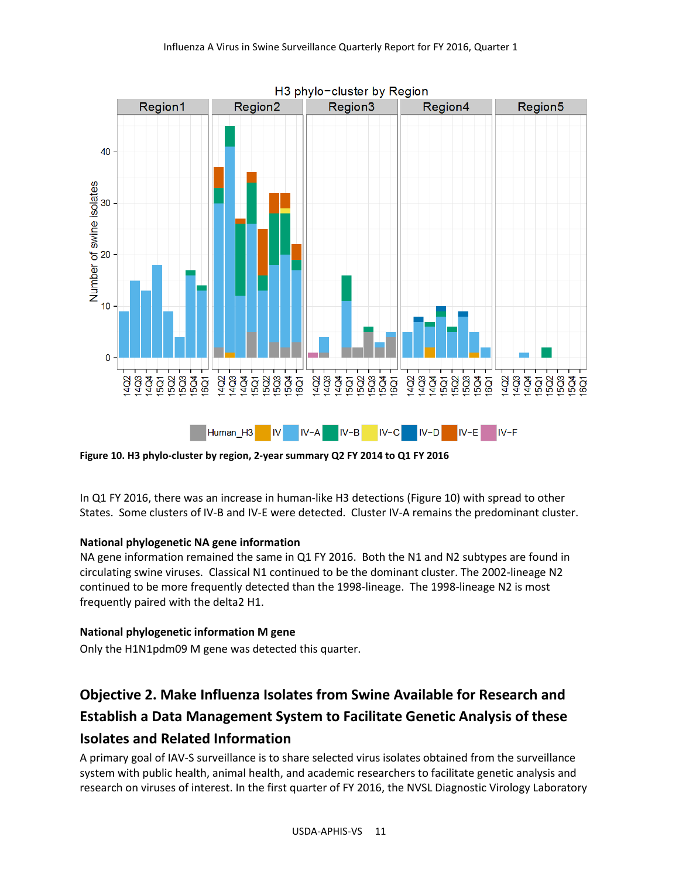Figure 10. H3 phylo-cluster by region, 2-year summary Q2 FY 2014 to Q1 FY 2016

In Q1 FY 2016, there was an increase in human-like H3 detections (Figure 10) with spread to other States. Some clusters of IV-B and IV-E were detected. Cluster IV-A remains the predominant cluster.

**National phylogenetic NA gene information**

NA gene information remained the same in Q1 FY 2016. Both the N1 and N2 subtypes are found in circulating swine viruses. Classical N1 continued to be the dominant cluster. The 2002-lineage N2 continued to be more frequently detected than the 1998-lineage. The 1998-lineage N2 is most frequently paired with the delta2 H1.

**National phylogenetic information M gene**

Only the H1N1pdm09 M gene was detected this quarter.

## Objective 2. Make Influenza Isolates from Swine Available for Research and Establish a Data Management System to Facilitate Genetic Analysis of these Isolates and Related Information

A primary goal of IAV-S surveillance is to share selected virus isolates obtained from the surveillance system with public health, animal health, and academic researchers to facilitate genetic analysis and research on viruses of interest. In the first quarter of FY 2016, the NVSL Diagnostic Virology Laboratory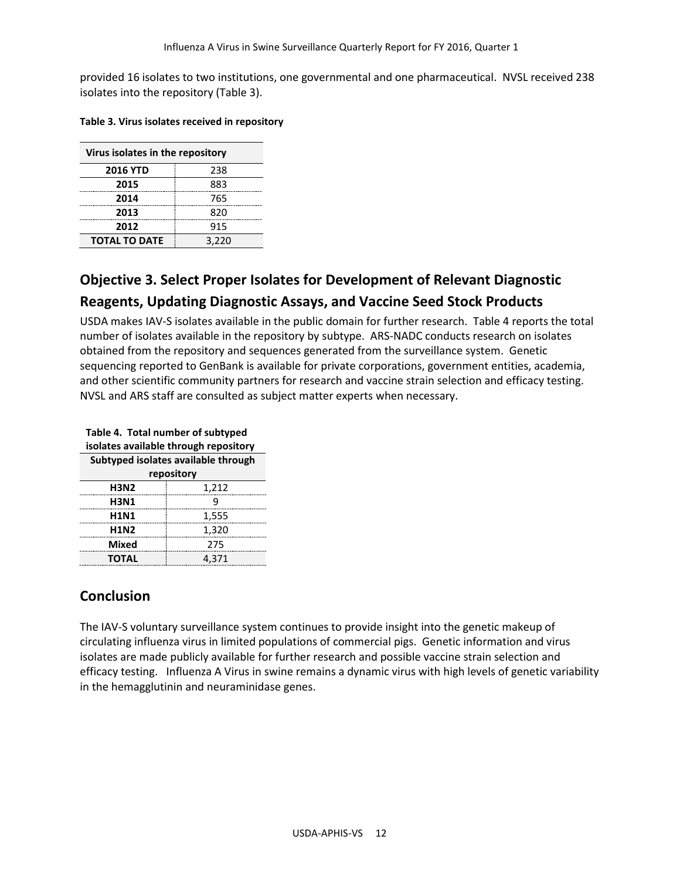provided 16 isolates to two institutions, one governmental and one pharmaceutical. NVSL received 238 isolates into the repository (Table 3).

**Table 3. Virus isolates received in repository**

| Virus isolates in the repository | |
|---|---|
| **2016 YTD** | 238 |
| **2015** | 883 |
| **2014** | 765 |
| **2013** | 820 |
| **2012** | 915 |
| **TOTAL TO DATE** | 3,220 |

## Objective 3. Select Proper Isolates for Development of Relevant Diagnostic Reagents, Updating Diagnostic Assays, and Vaccine Seed Stock Products

USDA makes IAV-S isolates available in the public domain for further research. Table 4 reports the total number of isolates available in the repository by subtype. ARS-NADC conducts research on isolates obtained from the repository and sequences generated from the surveillance system. Genetic sequencing reported to GenBank is available for private corporations, government entities, academia, and other scientific community partners for research and vaccine strain selection and efficacy testing. NVSL and ARS staff are consulted as subject matter experts when necessary.

**Table 4. Total number of subtyped isolates available through repository**

| Subtyped isolates available through repository | |
|---|---|
| **H3N2** | 1,212 |
| **H3N1** | 9 |
| **H1N1** | 1,555 |
| **H1N2** | 1,320 |
| **Mixed** | 275 |
| **TOTAL** | 4,371 |

## Conclusion

The IAV-S voluntary surveillance system continues to provide insight into the genetic makeup of circulating influenza virus in limited populations of commercial pigs. Genetic information and virus isolates are made publicly available for further research and possible vaccine strain selection and efficacy testing. Influenza A Virus in swine remains a dynamic virus with high levels of genetic variability in the hemagglutinin and neuraminidase genes.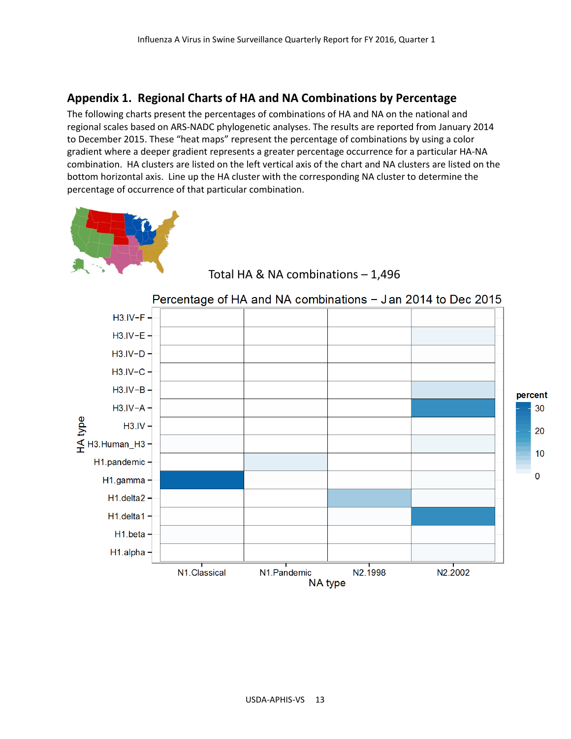## Appendix 1. Regional Charts of HA and NA Combinations by Percentage

The following charts present the percentages of combinations of HA and NA on the national and regional scales based on ARS-NADC phylogenetic analyses. The results are reported from January 2014 to December 2015. These "heat maps" represent the percentage of combinations by using a color gradient where a deeper gradient represents a greater percentage occurrence for a particular HA-NA combination. HA clusters are listed on the left vertical axis of the chart and NA clusters are listed on the bottom horizontal axis. Line up the HA cluster with the corresponding NA cluster to determine the percentage of occurrence of that particular combination.

Total HA & NA combinations – 1,496

Percentage of HA and NA combinations – Jan 2014 to Dec 2015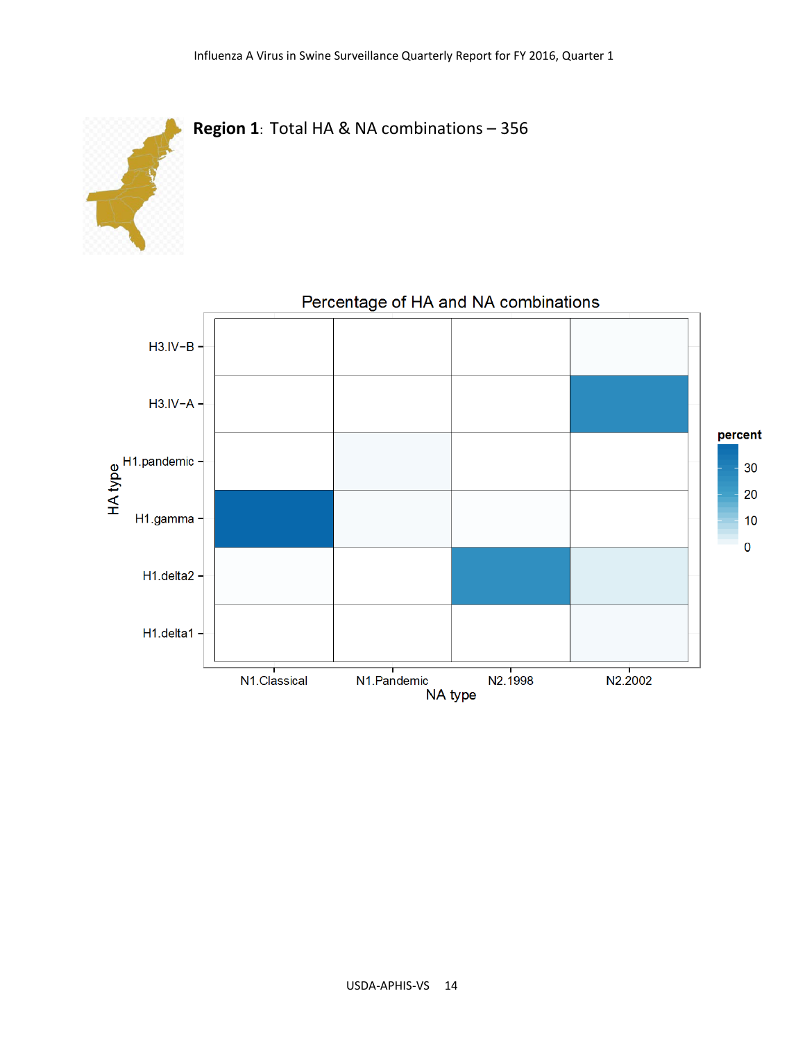**Region 1**: Total HA & NA combinations – 356

Percentage of HA and NA combinations

HA type: H3.IV−B, H3.IV−A, H1.pandemic, H1.gamma, H1.delta2, H1.delta1

NA type: N1.Classical, N1.Pandemic, N2.1998, N2.2002

percent: 0, 10, 20, 30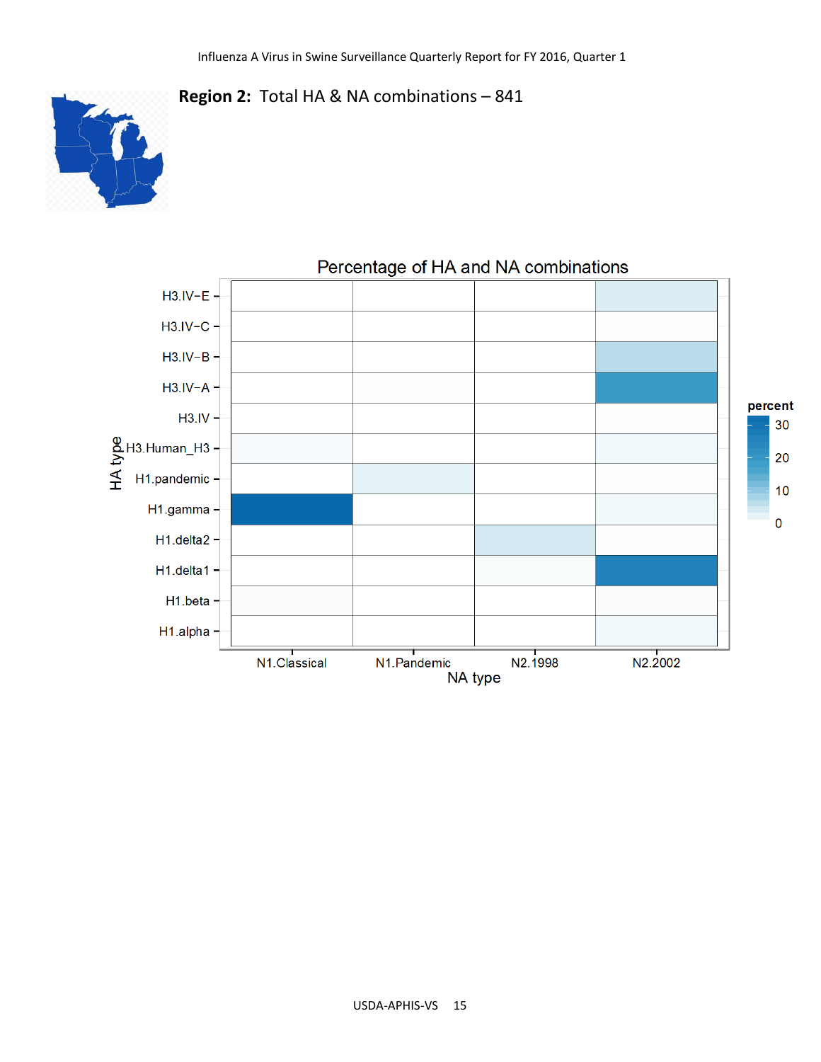## Region 2: Total HA & NA combinations – 841

Percentage of HA and NA combinations

HA type: H3.IV−E, H3.IV−C, H3.IV−B, H3.IV−A, H3.IV, H3.Human_H3, H1.pandemic, H1.gamma, H1.delta2, H1.delta1, H1.beta, H1.alpha

NA type: N1.Classical, N1.Pandemic, N2.1998, N2.2002

percent: 0, 10, 20, 30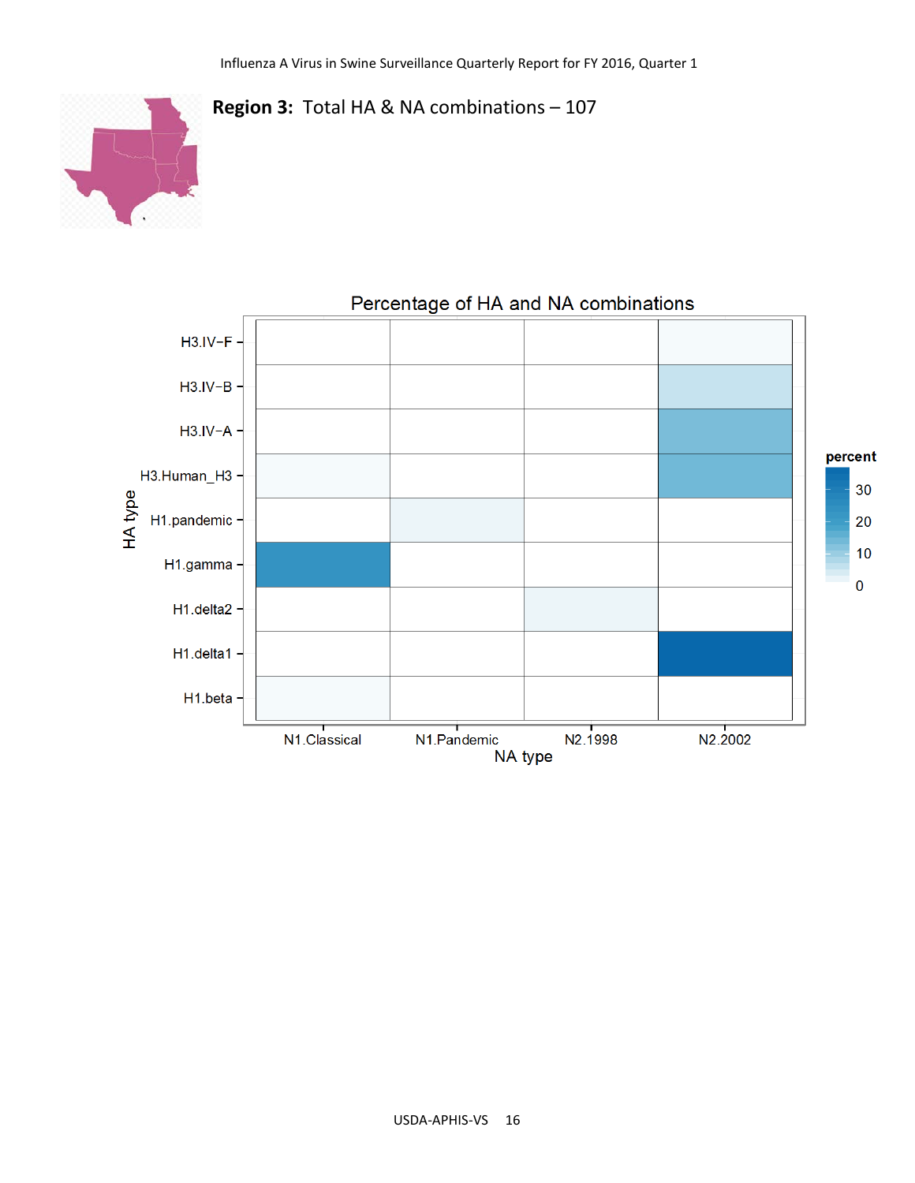**Region 3:** Total HA & NA combinations – 107

Percentage of HA and NA combinations

HA type: H3.IV-F, H3.IV-B, H3.IV-A, H3.Human_H3, H1.pandemic, H1.gamma, H1.delta2, H1.delta1, H1.beta

NA type: N1.Classical, N1.Pandemic, N2.1998, N2.2002

percent: 0, 10, 20, 30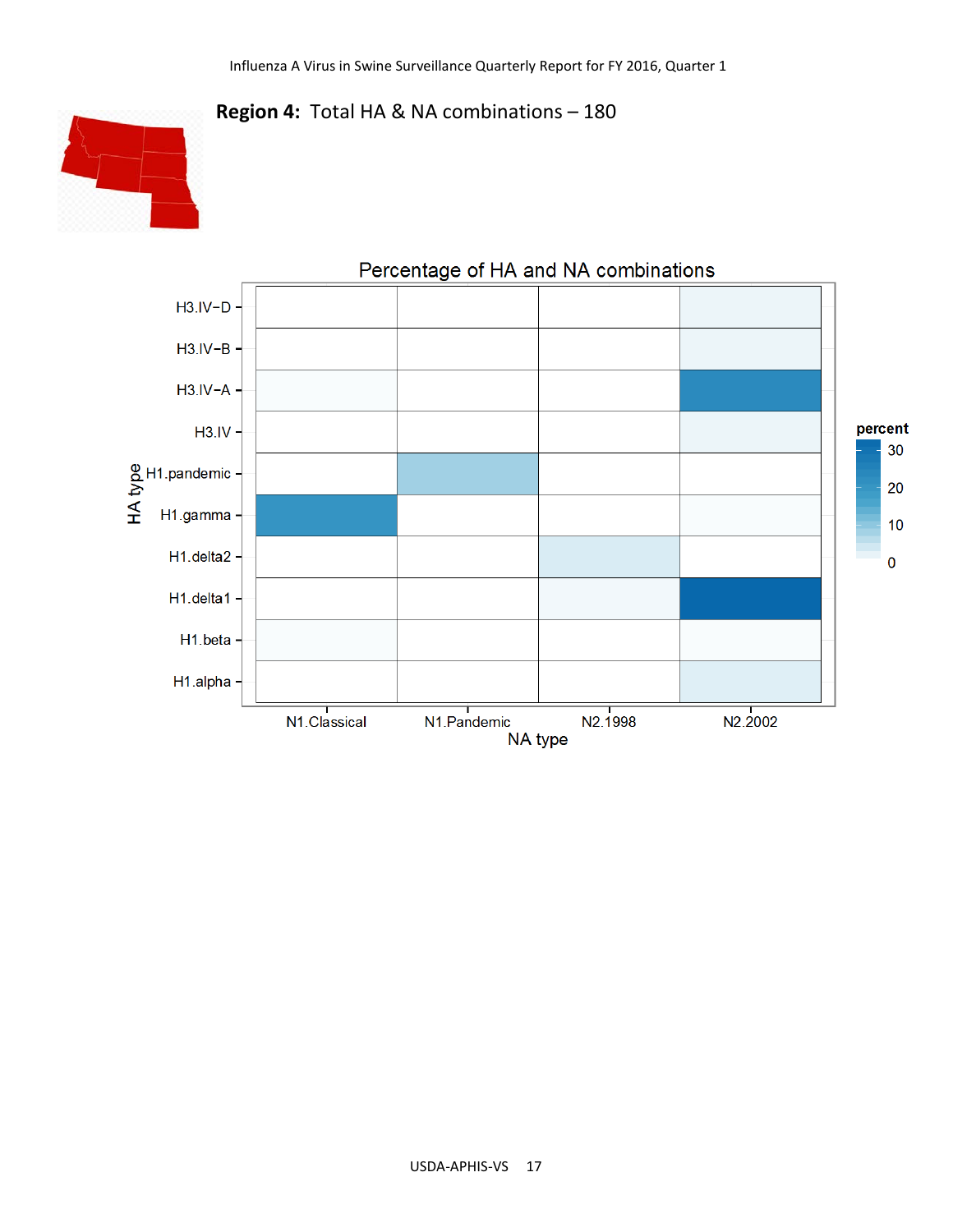## Region 4: Total HA & NA combinations – 180

Percentage of HA and NA combinations

HA type: H3.IV-D, H3.IV-B, H3.IV-A, H3.IV, H1.pandemic, H1.gamma, H1.delta2, H1.delta1, H1.beta, H1.alpha

NA type: N1.Classical, N1.Pandemic, N2.1998, N2.2002

percent: 30, 20, 10, 0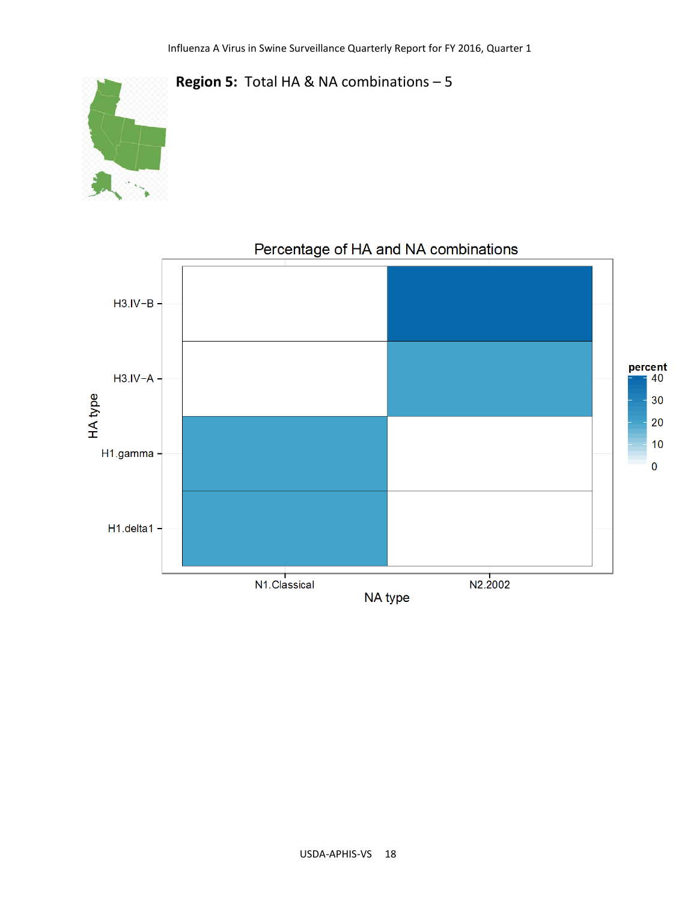**Region 5:** Total HA & NA combinations – 5

Percentage of HA and NA combinations

H3.IV−B

H3.IV−A

H1.gamma

H1.delta1

HA type

N1.Classical

N2.2002

NA type

percent

40

30

20

10

0